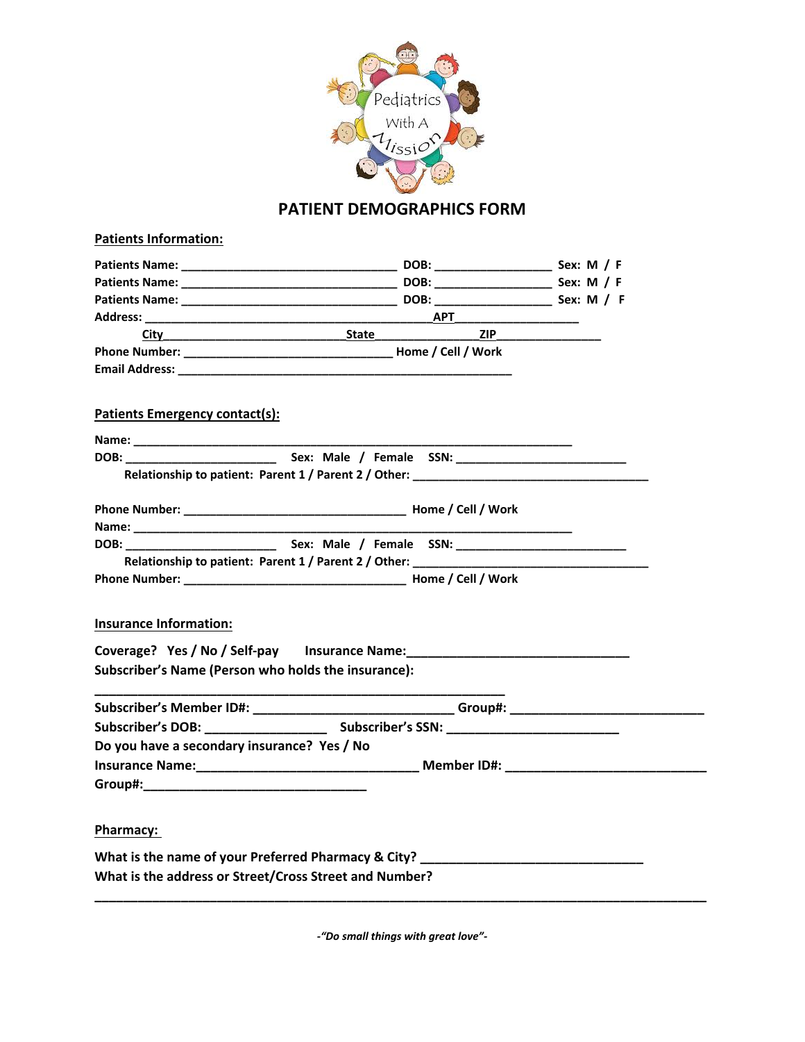Pediatrics With A Mission

# PATIENT DEMOGRAPHICS FORM

**Patients Information:**

**Patients Name:** _______________________________ **DOB:** _________________ **Sex: M / F**
**Patients Name:** _______________________________ **DOB:** _________________ **Sex: M / F**
**Patients Name:** _______________________________ **DOB:** _________________ **Sex: M / F**
**Address:** __________________________________________ **APT** __________________
**City** ___________________________ **State** _______________ **ZIP** _______________
**Phone Number:** ______________________________ **Home / Cell / Work**
**Email Address:** ________________________________________________

**Patients Emergency contact(s):**

**Name:** _______________________________________________________________
**DOB:** ______________________ **Sex: Male / Female SSN:** _________________________
**Relationship to patient: Parent 1 / Parent 2 / Other:** ___________________________________

**Phone Number:** ________________________________ **Home / Cell / Work**
**Name:** _______________________________________________________________
**DOB:** ______________________ **Sex: Male / Female SSN:** _________________________
**Relationship to patient: Parent 1 / Parent 2 / Other:** ___________________________________
**Phone Number:** ________________________________ **Home / Cell / Work**

**Insurance Information:**

**Coverage? Yes / No / Self-pay Insurance Name:** ______________________________
**Subscriber's Name (Person who holds the insurance):**

___________________________________________________________
**Subscriber's Member ID#:** ___________________________ **Group#:** __________________________
**Subscriber's DOB:** _________________ **Subscriber's SSN:** ________________________
**Do you have a secondary insurance? Yes / No**
**Insurance Name:** ______________________________ **Member ID#:** ____________________________
**Group#:** ______________________________

**Pharmacy:**

**What is the name of your Preferred Pharmacy & City?** ______________________________
**What is the address or Street/Cross Street and Number?**

_____________________________________________________________________________________

*-"Do small things with great love"-*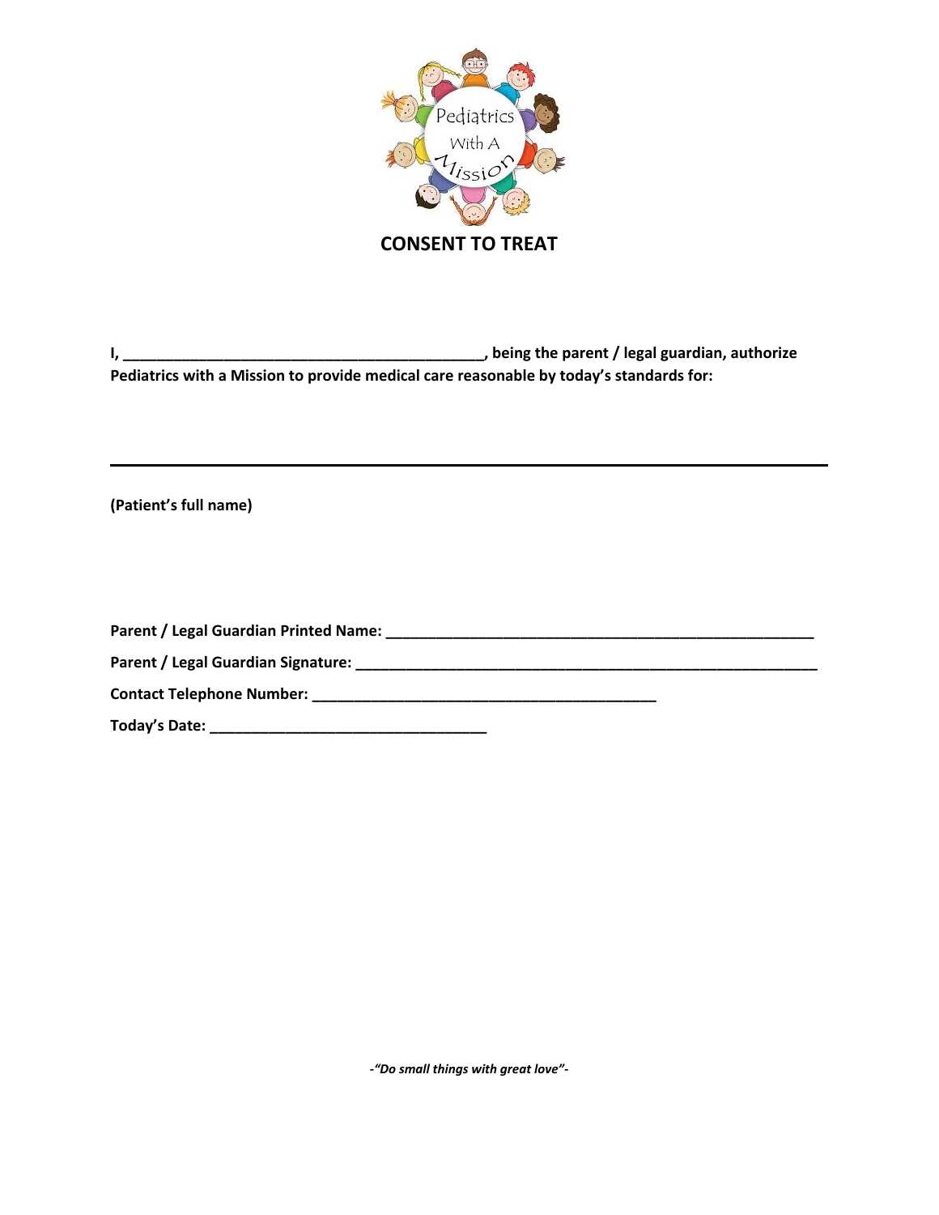Pediatrics With A Mission

# CONSENT TO TREAT

**I, ___________________________________________, being the parent / legal guardian, authorize Pediatrics with a Mission to provide medical care reasonable by today's standards for:**

_______________________________________________________________________________

**(Patient's full name)**

**Parent / Legal Guardian Printed Name: ____________________________________________________**

**Parent / Legal Guardian Signature: _______________________________________________________**

**Contact Telephone Number: _________________________________________**

**Today's Date: _________________________________**

***-"Do small things with great love"-***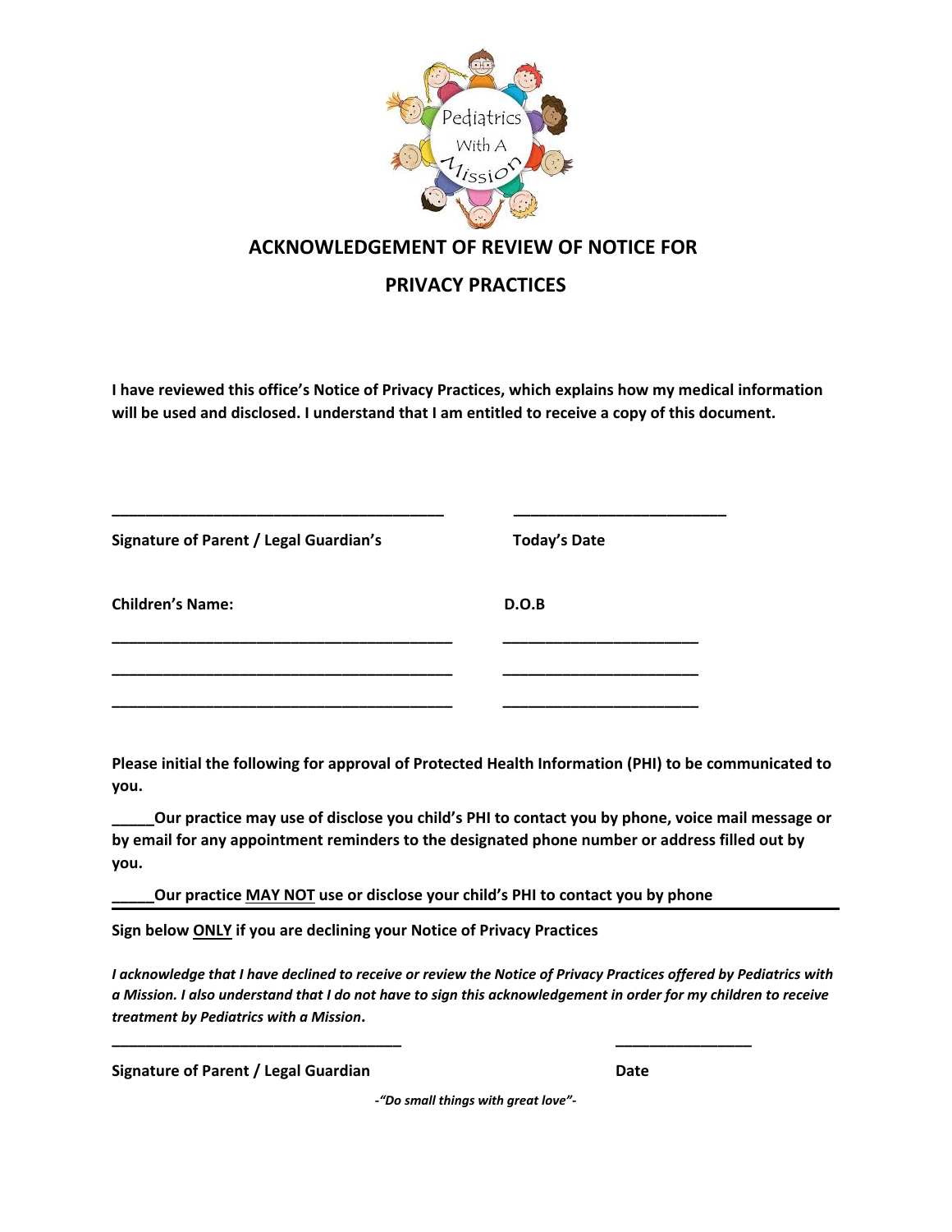Pediatrics With A Mission

# ACKNOWLEDGEMENT OF REVIEW OF NOTICE FOR PRIVACY PRACTICES

**I have reviewed this office's Notice of Privacy Practices, which explains how my medical information will be used and disclosed. I understand that I am entitled to receive a copy of this document.**

________________________________________          __________________________

**Signature of Parent / Legal Guardian's**          **Today's Date**

**Children's Name:**          **D.O.B**

__________________________________________          ________________________

__________________________________________          ________________________

__________________________________________          ________________________

**Please initial the following for approval of Protected Health Information (PHI) to be communicated to you.**

**_____Our practice may use of disclose you child's PHI to contact you by phone, voice mail message or by email for any appointment reminders to the designated phone number or address filled out by you.**

**_____Our practice <u>MAY NOT</u> use or disclose your child's PHI to contact you by phone**

---

**Sign below <u>ONLY</u> if you are declining your Notice of Privacy Practices**

***I acknowledge that I have declined to receive or review the Notice of Privacy Practices offered by Pediatrics with a Mission. I also understand that I do not have to sign this acknowledgement in order for my children to receive treatment by Pediatrics with a Mission.***

___________________________________          ________________

**Signature of Parent / Legal Guardian**          **Date**

***-"Do small things with great love"-***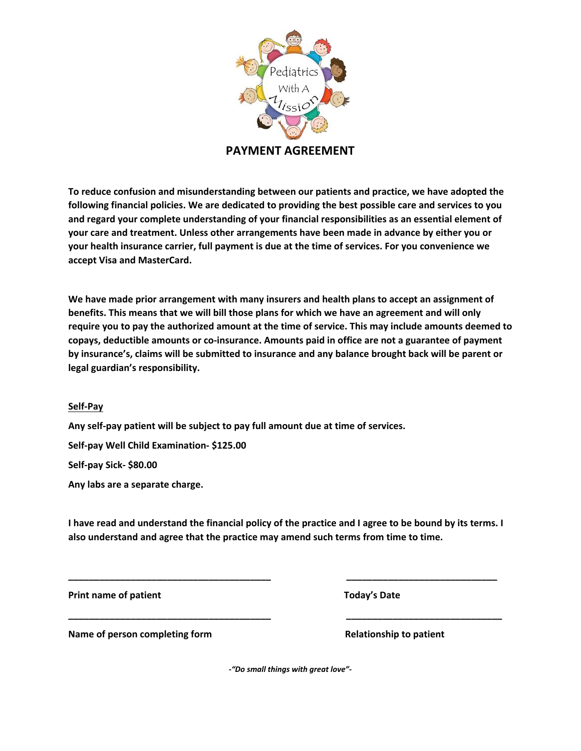# PAYMENT AGREEMENT

**To reduce confusion and misunderstanding between our patients and practice, we have adopted the following financial policies. We are dedicated to providing the best possible care and services to you and regard your complete understanding of your financial responsibilities as an essential element of your care and treatment. Unless other arrangements have been made in advance by either you or your health insurance carrier, full payment is due at the time of services. For you convenience we accept Visa and MasterCard.**

**We have made prior arrangement with many insurers and health plans to accept an assignment of benefits. This means that we will bill those plans for which we have an agreement and will only require you to pay the authorized amount at the time of service. This may include amounts deemed to copays, deductible amounts or co-insurance. Amounts paid in office are not a guarantee of payment by insurance's, claims will be submitted to insurance and any balance brought back will be parent or legal guardian's responsibility.**

**Self-Pay**

**Any self-pay patient will be subject to pay full amount due at time of services.**

**Self-pay Well Child Examination- $125.00**

**Self-pay Sick- $80.00**

**Any labs are a separate charge.**

**I have read and understand the financial policy of the practice and I agree to be bound by its terms. I also understand and agree that the practice may amend such terms from time to time.**

_______________________________________ _____________________________

**Print name of patient** **Today's Date**

_______________________________________ _____________________________

**Name of person completing form** **Relationship to patient**

*-"Do small things with great love"-*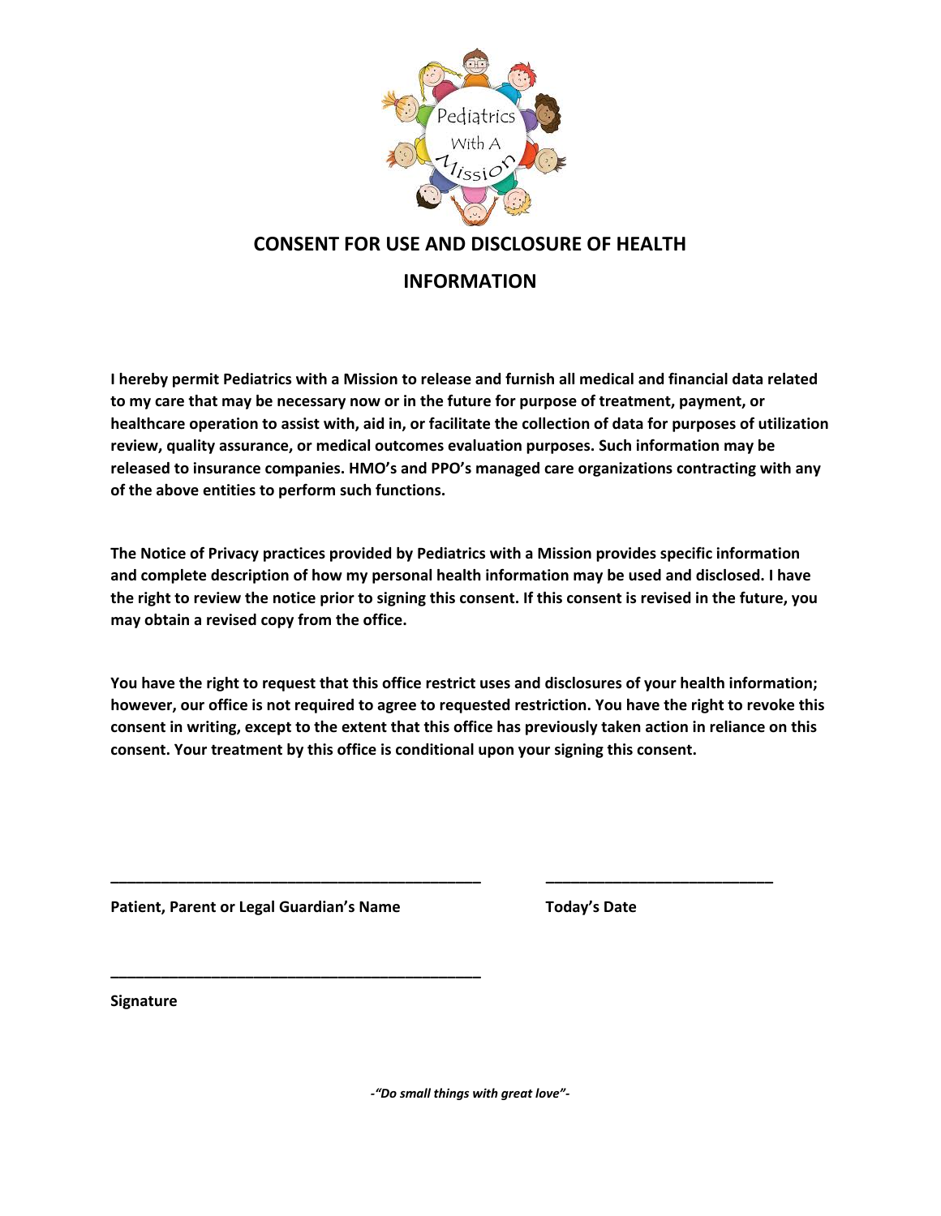# CONSENT FOR USE AND DISCLOSURE OF HEALTH INFORMATION

**I hereby permit Pediatrics with a Mission to release and furnish all medical and financial data related to my care that may be necessary now or in the future for purpose of treatment, payment, or healthcare operation to assist with, aid in, or facilitate the collection of data for purposes of utilization review, quality assurance, or medical outcomes evaluation purposes. Such information may be released to insurance companies. HMO's and PPO's managed care organizations contracting with any of the above entities to perform such functions.**

**The Notice of Privacy practices provided by Pediatrics with a Mission provides specific information and complete description of how my personal health information may be used and disclosed. I have the right to review the notice prior to signing this consent. If this consent is revised in the future, you may obtain a revised copy from the office.**

**You have the right to request that this office restrict uses and disclosures of your health information; however, our office is not required to agree to requested restriction. You have the right to revoke this consent in writing, except to the extent that this office has previously taken action in reliance on this consent. Your treatment by this office is conditional upon your signing this consent.**

\_\_\_\_\_\_\_\_\_\_\_\_\_\_\_\_\_\_\_\_\_\_\_\_\_\_\_\_\_\_\_\_\_\_\_\_\_\_\_\_\_\_\_\_ \_\_\_\_\_\_\_\_\_\_\_\_\_\_\_\_\_\_\_\_\_\_\_\_\_\_\_\_

**Patient, Parent or Legal Guardian's Name** **Today's Date**

\_\_\_\_\_\_\_\_\_\_\_\_\_\_\_\_\_\_\_\_\_\_\_\_\_\_\_\_\_\_\_\_\_\_\_\_\_\_\_\_\_\_\_\_

**Signature**

***-"Do small things with great love"-***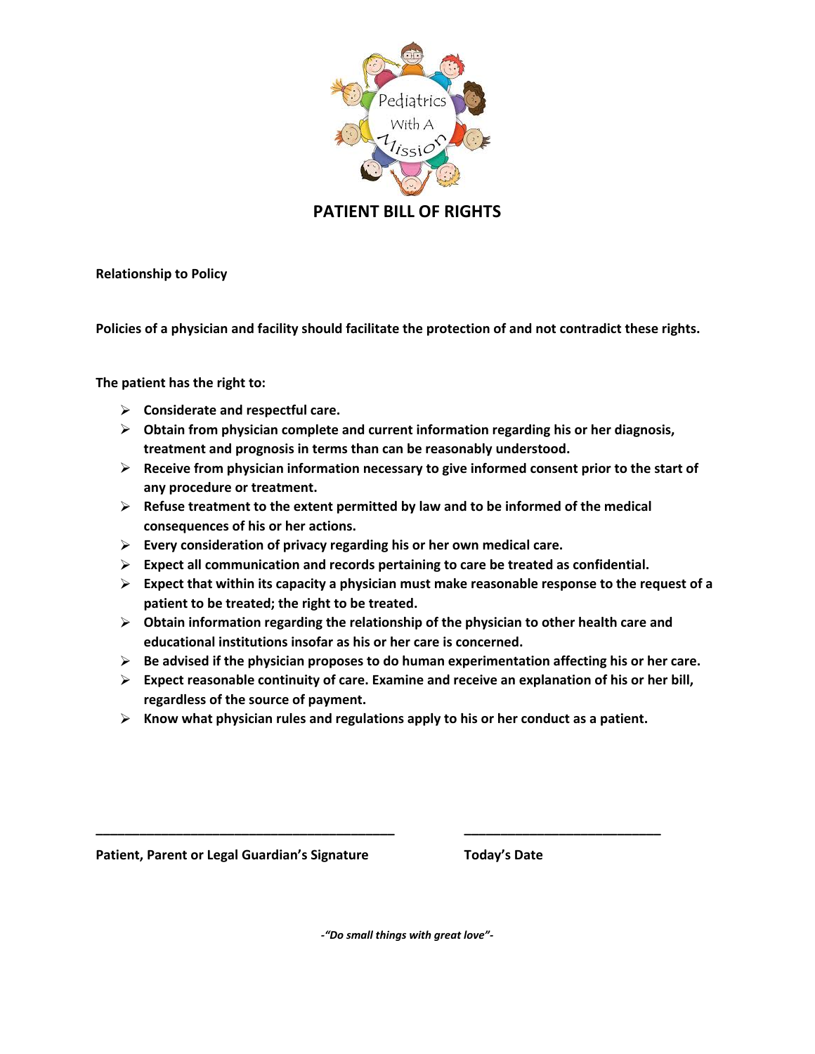Pediatrics With A Mission

# PATIENT BILL OF RIGHTS

**Relationship to Policy**

**Policies of a physician and facility should facilitate the protection of and not contradict these rights.**

**The patient has the right to:**

- **Considerate and respectful care.**
- **Obtain from physician complete and current information regarding his or her diagnosis, treatment and prognosis in terms than can be reasonably understood.**
- **Receive from physician information necessary to give informed consent prior to the start of any procedure or treatment.**
- **Refuse treatment to the extent permitted by law and to be informed of the medical consequences of his or her actions.**
- **Every consideration of privacy regarding his or her own medical care.**
- **Expect all communication and records pertaining to care be treated as confidential.**
- **Expect that within its capacity a physician must make reasonable response to the request of a patient to be treated; the right to be treated.**
- **Obtain information regarding the relationship of the physician to other health care and educational institutions insofar as his or her care is concerned.**
- **Be advised if the physician proposes to do human experimentation affecting his or her care.**
- **Expect reasonable continuity of care. Examine and receive an explanation of his or her bill, regardless of the source of payment.**
- **Know what physician rules and regulations apply to his or her conduct as a patient.**

\_\_\_\_\_\_\_\_\_\_\_\_\_\_\_\_\_\_\_\_\_\_\_\_\_\_\_\_\_\_\_\_\_\_\_\_\_\_\_\_ \_\_\_\_\_\_\_\_\_\_\_\_\_\_\_\_\_\_\_\_\_\_\_\_\_\_\_

**Patient, Parent or Legal Guardian's Signature** **Today's Date**

***-"Do small things with great love"-***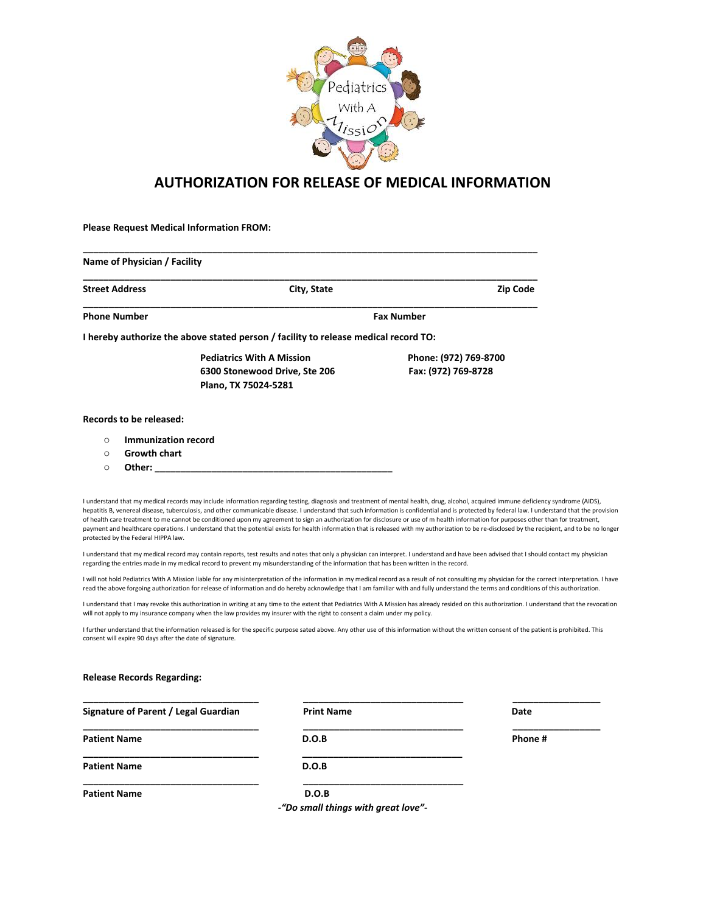# AUTHORIZATION FOR RELEASE OF MEDICAL INFORMATION

**Please Request Medical Information FROM:**

______________________________________________________________________________

**Name of Physician / Facility**

______________________________________________________________________________

**Street Address** **City, State** **Zip Code**

______________________________________________________________________________

**Phone Number** **Fax Number**

**I hereby authorize the above stated person / facility to release medical record TO:**

**Pediatrics With A Mission**
**6300 Stonewood Drive, Ste 206**
**Plano, TX 75024-5281**

**Phone: (972) 769-8700**
**Fax: (972) 769-8728**

**Records to be released:**

- **Immunization record**
- **Growth chart**
- **Other: ______________________________________________**

I understand that my medical records may include information regarding testing, diagnosis and treatment of mental health, drug, alcohol, acquired immune deficiency syndrome (AIDS), hepatitis B, venereal disease, tuberculosis, and other communicable disease. I understand that such information is confidential and is protected by federal law. I understand that the provision of health care treatment to me cannot be conditioned upon my agreement to sign an authorization for disclosure or use of m health information for purposes other than for treatment, payment and healthcare operations. I understand that the potential exists for health information that is released with my authorization to be re-disclosed by the recipient, and to be no longer protected by the Federal HIPPA law.

I understand that my medical record may contain reports, test results and notes that only a physician can interpret. I understand and have been advised that I should contact my physician regarding the entries made in my medical record to prevent my misunderstanding of the information that has been written in the record.

I will not hold Pediatrics With A Mission liable for any misinterpretation of the information in my medical record as a result of not consulting my physician for the correct interpretation. I have read the above forgoing authorization for release of information and do hereby acknowledge that I am familiar with and fully understand the terms and conditions of this authorization.

I understand that I may revoke this authorization in writing at any time to the extent that Pediatrics With A Mission has already resided on this authorization. I understand that the revocation will not apply to my insurance company when the law provides my insurer with the right to consent a claim under my policy.

I further understand that the information released is for the specific purpose sated above. Any other use of this information without the written consent of the patient is prohibited. This consent will expire 90 days after the date of signature.

**Release Records Regarding:**

| | | |
|---|---|---|
| ______________________ | ______________________ | ____________ |
| **Signature of Parent / Legal Guardian** | **Print Name** | **Date** |
| ______________________ | ______________________ | ____________ |
| **Patient Name** | **D.O.B** | **Phone #** |
| ______________________ | ______________________ | |
| **Patient Name** | **D.O.B** | |
| ______________________ | ______________________ | |
| **Patient Name** | **D.O.B** | |

*-"Do small things with great love"-*